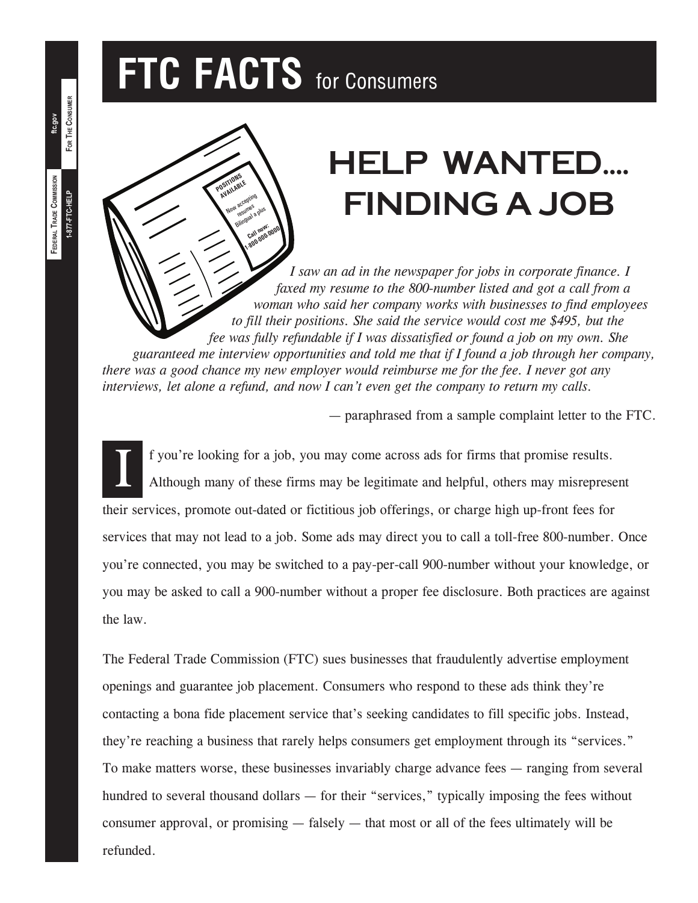# FTC FACTS for Consumers

## HELP WANTED.... FINDING A JOB

*I saw an ad in the newspaper for jobs in corporate finance. I faxed my resume to the 800-number listed and got a call from a woman who said her company works with businesses to find employees to fill their positions. She said the service would cost me $495, but the fee was fully refundable if I was dissatisfied or found a job on my own. She guaranteed me interview opportunities and told me that if I found a job through her company, there was a good chance my new employer would reimburse me for the fee. I never got any interviews, let alone a refund, and now I can't even get the company to return my calls.*

— paraphrased from a sample complaint letter to the FTC.

If you're looking for a job, you may come across ads for firms that promise results. Although many of these firms may be legitimate and helpful, others may misrepresent their services, promote out-dated or fictitious job offerings, or charge high up-front fees for services that may not lead to a job. Some ads may direct you to call a toll-free 800-number. Once you're connected, you may be switched to a pay-per-call 900-number without your knowledge, or you may be asked to call a 900-number without a proper fee disclosure. Both practices are against the law.

The Federal Trade Commission (FTC) sues businesses that fraudulently advertise employment openings and guarantee job placement. Consumers who respond to these ads think they're contacting a bona fide placement service that's seeking candidates to fill specific jobs. Instead, they're reaching a business that rarely helps consumers get employment through its "services." To make matters worse, these businesses invariably charge advance fees — ranging from several hundred to several thousand dollars — for their "services," typically imposing the fees without consumer approval, or promising — falsely — that most or all of the fees ultimately will be refunded.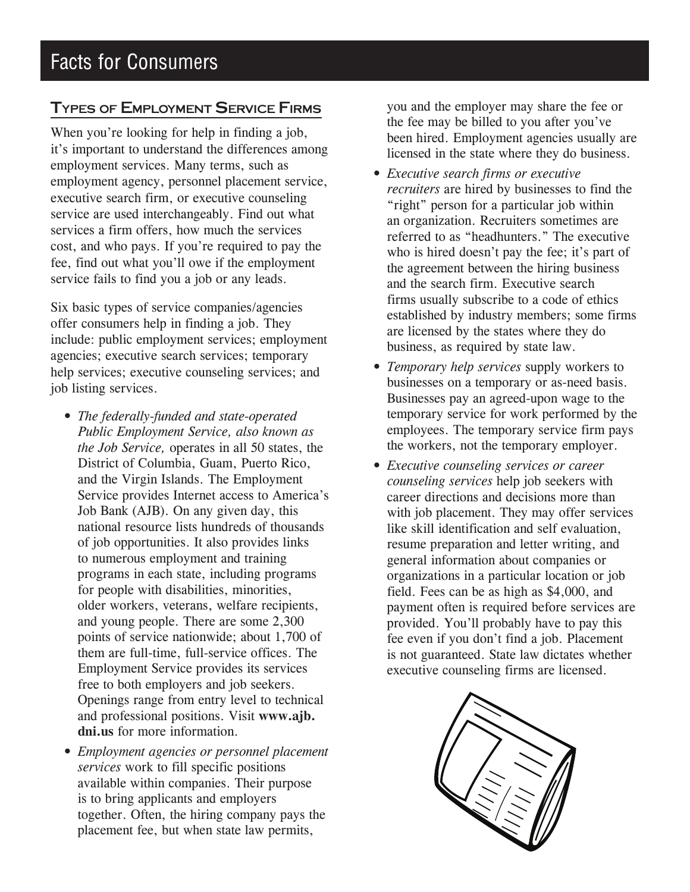# Facts for Consumers

## Types of Employment Service Firms

When you're looking for help in finding a job, it's important to understand the differences among employment services. Many terms, such as employment agency, personnel placement service, executive search firm, or executive counseling service are used interchangeably. Find out what services a firm offers, how much the services cost, and who pays. If you're required to pay the fee, find out what you'll owe if the employment service fails to find you a job or any leads.

Six basic types of service companies/agencies offer consumers help in finding a job. They include: public employment services; employment agencies; executive search services; temporary help services; executive counseling services; and job listing services.

- *The federally-funded and state-operated Public Employment Service, also known as the Job Service,* operates in all 50 states, the District of Columbia, Guam, Puerto Rico, and the Virgin Islands. The Employment Service provides Internet access to America's Job Bank (AJB). On any given day, this national resource lists hundreds of thousands of job opportunities. It also provides links to numerous employment and training programs in each state, including programs for people with disabilities, minorities, older workers, veterans, welfare recipients, and young people. There are some 2,300 points of service nationwide; about 1,700 of them are full-time, full-service offices. The Employment Service provides its services free to both employers and job seekers. Openings range from entry level to technical and professional positions. Visit **www.ajb.dni.us** for more information.
- *Employment agencies or personnel placement services* work to fill specific positions available within companies. Their purpose is to bring applicants and employers together. Often, the hiring company pays the placement fee, but when state law permits, you and the employer may share the fee or the fee may be billed to you after you've been hired. Employment agencies usually are licensed in the state where they do business.
- *Executive search firms or executive recruiters* are hired by businesses to find the "right" person for a particular job within an organization. Recruiters sometimes are referred to as "headhunters." The executive who is hired doesn't pay the fee; it's part of the agreement between the hiring business and the search firm. Executive search firms usually subscribe to a code of ethics established by industry members; some firms are licensed by the states where they do business, as required by state law.
- *Temporary help services* supply workers to businesses on a temporary or as-need basis. Businesses pay an agreed-upon wage to the temporary service for work performed by the employees. The temporary service firm pays the workers, not the temporary employer.
- *Executive counseling services or career counseling services* help job seekers with career directions and decisions more than with job placement. They may offer services like skill identification and self evaluation, resume preparation and letter writing, and general information about companies or organizations in a particular location or job field. Fees can be as high as $4,000, and payment often is required before services are provided. You'll probably have to pay this fee even if you don't find a job. Placement is not guaranteed. State law dictates whether executive counseling firms are licensed.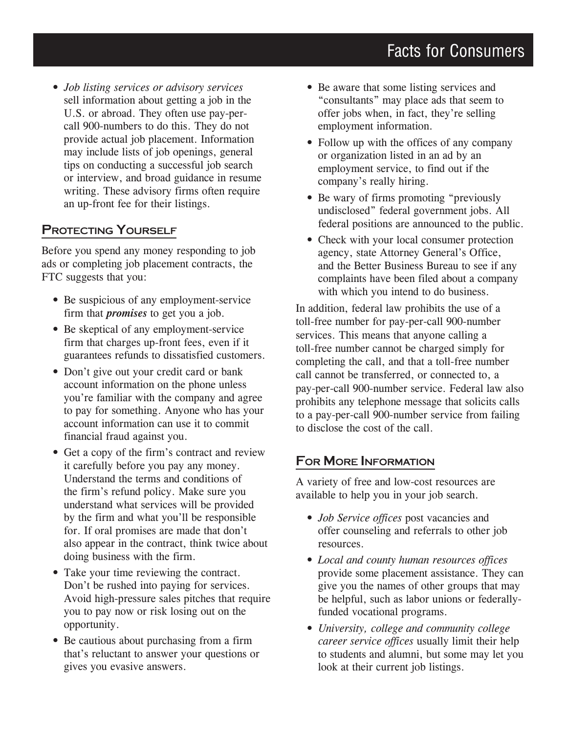- *Job listing services or advisory services* sell information about getting a job in the U.S. or abroad. They often use pay-per-call 900-numbers to do this. They do not provide actual job placement. Information may include lists of job openings, general tips on conducting a successful job search or interview, and broad guidance in resume writing. These advisory firms often require an up-front fee for their listings.

## Protecting Yourself

Before you spend any money responding to job ads or completing job placement contracts, the FTC suggests that you:

- Be suspicious of any employment-service firm that ***promises*** to get you a job.
- Be skeptical of any employment-service firm that charges up-front fees, even if it guarantees refunds to dissatisfied customers.
- Don't give out your credit card or bank account information on the phone unless you're familiar with the company and agree to pay for something. Anyone who has your account information can use it to commit financial fraud against you.
- Get a copy of the firm's contract and review it carefully before you pay any money. Understand the terms and conditions of the firm's refund policy. Make sure you understand what services will be provided by the firm and what you'll be responsible for. If oral promises are made that don't also appear in the contract, think twice about doing business with the firm.
- Take your time reviewing the contract. Don't be rushed into paying for services. Avoid high-pressure sales pitches that require you to pay now or risk losing out on the opportunity.
- Be cautious about purchasing from a firm that's reluctant to answer your questions or gives you evasive answers.
- Be aware that some listing services and "consultants" may place ads that seem to offer jobs when, in fact, they're selling employment information.
- Follow up with the offices of any company or organization listed in an ad by an employment service, to find out if the company's really hiring.
- Be wary of firms promoting "previously undisclosed" federal government jobs. All federal positions are announced to the public.
- Check with your local consumer protection agency, state Attorney General's Office, and the Better Business Bureau to see if any complaints have been filed about a company with which you intend to do business.

In addition, federal law prohibits the use of a toll-free number for pay-per-call 900-number services. This means that anyone calling a toll-free number cannot be charged simply for completing the call, and that a toll-free number call cannot be transferred, or connected to, a pay-per-call 900-number service. Federal law also prohibits any telephone message that solicits calls to a pay-per-call 900-number service from failing to disclose the cost of the call.

## For More Information

A variety of free and low-cost resources are available to help you in your job search.

- *Job Service offices* post vacancies and offer counseling and referrals to other job resources.
- *Local and county human resources offices* provide some placement assistance. They can give you the names of other groups that may be helpful, such as labor unions or federally-funded vocational programs.
- *University, college and community college career service offices* usually limit their help to students and alumni, but some may let you look at their current job listings.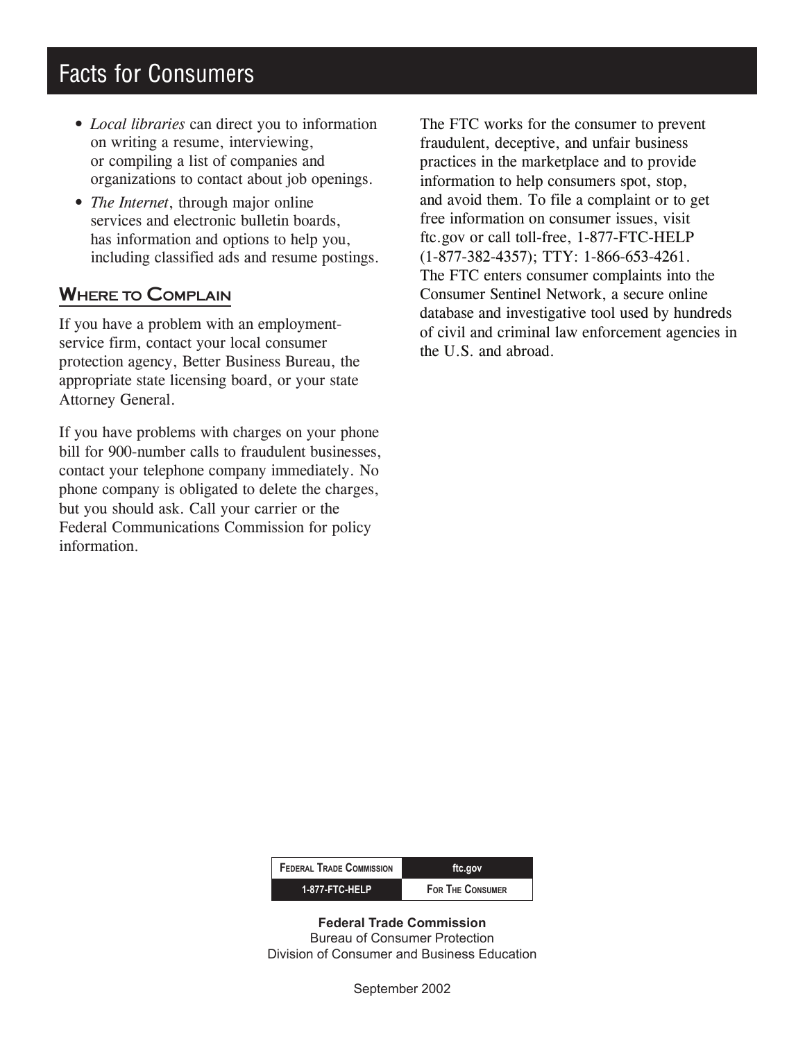- *Local libraries* can direct you to information on writing a resume, interviewing, or compiling a list of companies and organizations to contact about job openings.
- *The Internet*, through major online services and electronic bulletin boards, has information and options to help you, including classified ads and resume postings.

## Where to Complain

If you have a problem with an employment-service firm, contact your local consumer protection agency, Better Business Bureau, the appropriate state licensing board, or your state Attorney General.

If you have problems with charges on your phone bill for 900-number calls to fraudulent businesses, contact your telephone company immediately. No phone company is obligated to delete the charges, but you should ask. Call your carrier or the Federal Communications Commission for policy information.

The FTC works for the consumer to prevent fraudulent, deceptive, and unfair business practices in the marketplace and to provide information to help consumers spot, stop, and avoid them. To file a complaint or to get free information on consumer issues, visit ftc.gov or call toll-free, 1-877-FTC-HELP (1-877-382-4357); TTY: 1-866-653-4261. The FTC enters consumer complaints into the Consumer Sentinel Network, a secure online database and investigative tool used by hundreds of civil and criminal law enforcement agencies in the U.S. and abroad.

| | |
|---|---|
| Federal Trade Commission | ftc.gov |
| 1-877-FTC-HELP | For The Consumer |

**Federal Trade Commission**
Bureau of Consumer Protection
Division of Consumer and Business Education

September 2002